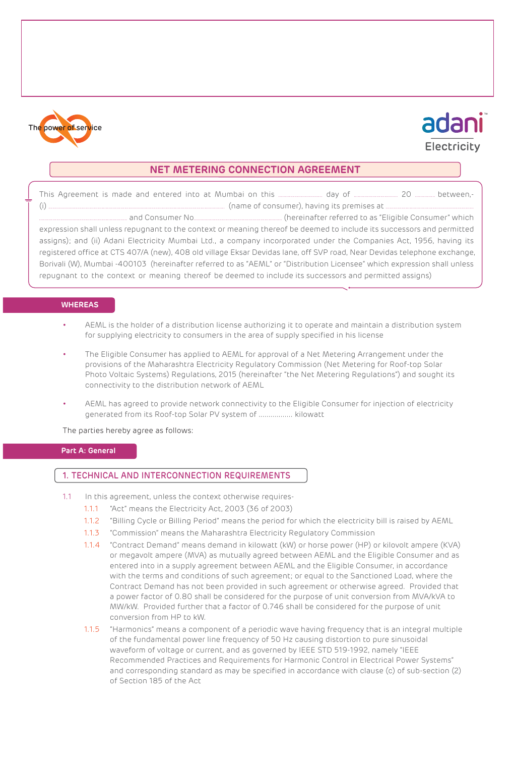The power of service

adani Electricity

# NET METERING CONNECTION AGREEMENT

This Agreement is made and entered into at Mumbai on this .................. day of .................. 20 ......... between,- (i) .................................................. (name of consumer), having its premises at .................................................. and Consumer No.................................................. (hereinafter referred to as "Eligible Consumer" which expression shall unless repugnant to the context or meaning thereof be deemed to include its successors and permitted assigns); and (ii) Adani Electricity Mumbai Ltd., a company incorporated under the Companies Act, 1956, having its registered office at CTS 407/A (new), 408 old village Eksar Devidas lane, off SVP road, Near Devidas telephone exchange, Borivali (W), Mumbai -400103 (hereinafter referred to as "AEML" or "Distribution Licensee" which expression shall unless repugnant to the context or meaning thereof be deemed to include its successors and permitted assigns)

## WHEREAS

- AEML is the holder of a distribution license authorizing it to operate and maintain a distribution system for supplying electricity to consumers in the area of supply specified in his license
- The Eligible Consumer has applied to AEML for approval of a Net Metering Arrangement under the provisions of the Maharashtra Electricity Regulatory Commission (Net Metering for Roof-top Solar Photo Voltaic Systems) Regulations, 2015 (hereinafter "the Net Metering Regulations") and sought its connectivity to the distribution network of AEML
- AEML has agreed to provide network connectivity to the Eligible Consumer for injection of electricity generated from its Roof-top Solar PV system of ................ kilowatt

The parties hereby agree as follows:

## Part A: General

### 1. TECHNICAL AND INTERCONNECTION REQUIREMENTS

1.1 In this agreement, unless the context otherwise requires-

1.1.1 "Act" means the Electricity Act, 2003 (36 of 2003)

1.1.2 "Billing Cycle or Billing Period" means the period for which the electricity bill is raised by AEML

1.1.3 "Commission" means the Maharashtra Electricity Regulatory Commission

1.1.4 "Contract Demand" means demand in kilowatt (kW) or horse power (HP) or kilovolt ampere (KVA) or megavolt ampere (MVA) as mutually agreed between AEML and the Eligible Consumer and as entered into in a supply agreement between AEML and the Eligible Consumer, in accordance with the terms and conditions of such agreement; or equal to the Sanctioned Load, where the Contract Demand has not been provided in such agreement or otherwise agreed. Provided that a power factor of 0.80 shall be considered for the purpose of unit conversion from MVA/kVA to MW/kW. Provided further that a factor of 0.746 shall be considered for the purpose of unit conversion from HP to kW.

1.1.5 "Harmonics" means a component of a periodic wave having frequency that is an integral multiple of the fundamental power line frequency of 50 Hz causing distortion to pure sinusoidal waveform of voltage or current, and as governed by IEEE STD 519-1992, namely "IEEE Recommended Practices and Requirements for Harmonic Control in Electrical Power Systems" and corresponding standard as may be specified in accordance with clause (c) of sub-section (2) of Section 185 of the Act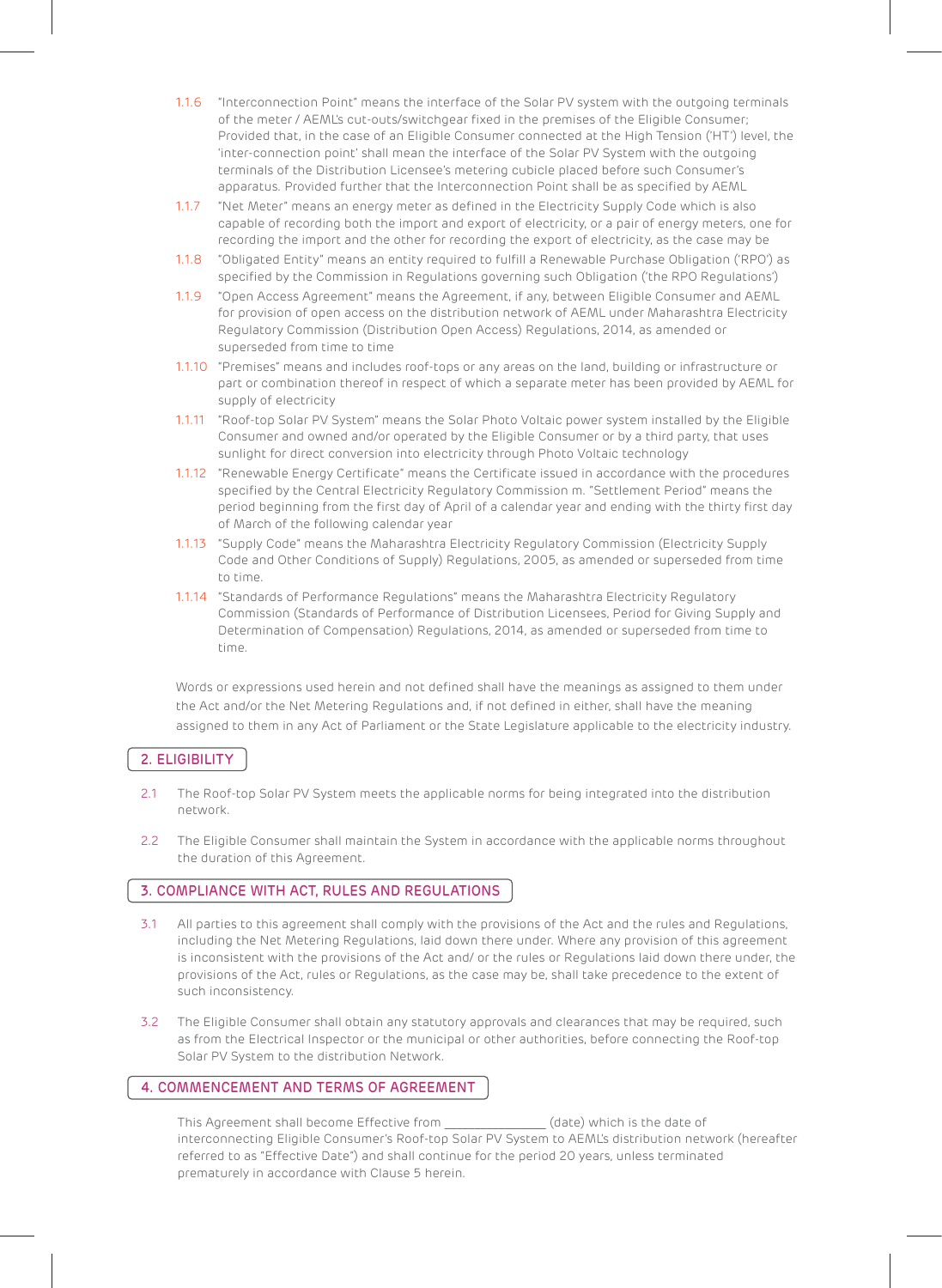1.1.6 "Interconnection Point" means the interface of the Solar PV system with the outgoing terminals of the meter / AEML's cut-outs/switchgear fixed in the premises of the Eligible Consumer; Provided that, in the case of an Eligible Consumer connected at the High Tension ('HT') level, the 'inter-connection point' shall mean the interface of the Solar PV System with the outgoing terminals of the Distribution Licensee's metering cubicle placed before such Consumer's apparatus. Provided further that the Interconnection Point shall be as specified by AEML

1.1.7 "Net Meter" means an energy meter as defined in the Electricity Supply Code which is also capable of recording both the import and export of electricity, or a pair of energy meters, one for recording the import and the other for recording the export of electricity, as the case may be

1.1.8 "Obligated Entity" means an entity required to fulfill a Renewable Purchase Obligation ('RPO') as specified by the Commission in Regulations governing such Obligation ('the RPO Regulations')

1.1.9 "Open Access Agreement" means the Agreement, if any, between Eligible Consumer and AEML for provision of open access on the distribution network of AEML under Maharashtra Electricity Regulatory Commission (Distribution Open Access) Regulations, 2014, as amended or superseded from time to time

1.1.10 "Premises" means and includes roof-tops or any areas on the land, building or infrastructure or part or combination thereof in respect of which a separate meter has been provided by AEML for supply of electricity

1.1.11 "Roof-top Solar PV System" means the Solar Photo Voltaic power system installed by the Eligible Consumer and owned and/or operated by the Eligible Consumer or by a third party, that uses sunlight for direct conversion into electricity through Photo Voltaic technology

1.1.12 "Renewable Energy Certificate" means the Certificate issued in accordance with the procedures specified by the Central Electricity Regulatory Commission m. "Settlement Period" means the period beginning from the first day of April of a calendar year and ending with the thirty first day of March of the following calendar year

1.1.13 "Supply Code" means the Maharashtra Electricity Regulatory Commission (Electricity Supply Code and Other Conditions of Supply) Regulations, 2005, as amended or superseded from time to time.

1.1.14 "Standards of Performance Regulations" means the Maharashtra Electricity Regulatory Commission (Standards of Performance of Distribution Licensees, Period for Giving Supply and Determination of Compensation) Regulations, 2014, as amended or superseded from time to time.

Words or expressions used herein and not defined shall have the meanings as assigned to them under the Act and/or the Net Metering Regulations and, if not defined in either, shall have the meaning assigned to them in any Act of Parliament or the State Legislature applicable to the electricity industry.

## 2. ELIGIBILITY

2.1 The Roof-top Solar PV System meets the applicable norms for being integrated into the distribution network.

2.2 The Eligible Consumer shall maintain the System in accordance with the applicable norms throughout the duration of this Agreement.

## 3. COMPLIANCE WITH ACT, RULES AND REGULATIONS

3.1 All parties to this agreement shall comply with the provisions of the Act and the rules and Regulations, including the Net Metering Regulations, laid down there under. Where any provision of this agreement is inconsistent with the provisions of the Act and/ or the rules or Regulations laid down there under, the provisions of the Act, rules or Regulations, as the case may be, shall take precedence to the extent of such inconsistency.

3.2 The Eligible Consumer shall obtain any statutory approvals and clearances that may be required, such as from the Electrical Inspector or the municipal or other authorities, before connecting the Roof-top Solar PV System to the distribution Network.

## 4. COMMENCEMENT AND TERMS OF AGREEMENT

This Agreement shall become Effective from _______________ (date) which is the date of interconnecting Eligible Consumer's Roof-top Solar PV System to AEML's distribution network (hereafter referred to as "Effective Date") and shall continue for the period 20 years, unless terminated prematurely in accordance with Clause 5 herein.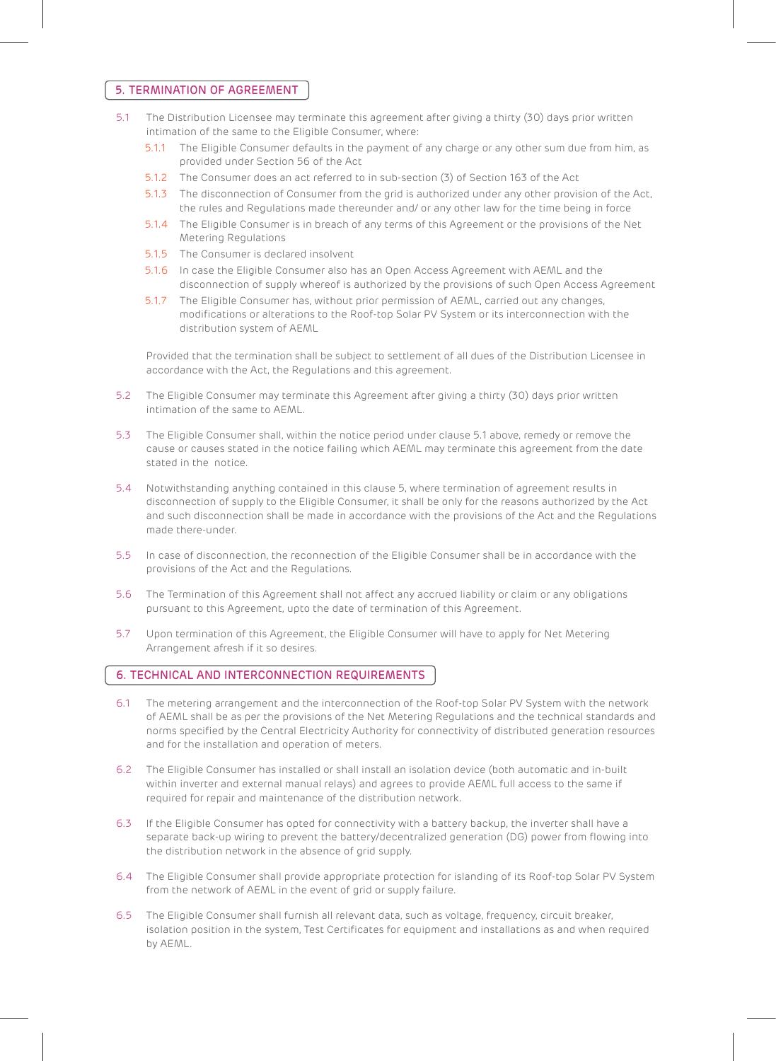## 5. TERMINATION OF AGREEMENT

5.1 The Distribution Licensee may terminate this agreement after giving a thirty (30) days prior written intimation of the same to the Eligible Consumer, where:

5.1.1 The Eligible Consumer defaults in the payment of any charge or any other sum due from him, as provided under Section 56 of the Act

5.1.2 The Consumer does an act referred to in sub-section (3) of Section 163 of the Act

5.1.3 The disconnection of Consumer from the grid is authorized under any other provision of the Act, the rules and Regulations made thereunder and/ or any other law for the time being in force

5.1.4 The Eligible Consumer is in breach of any terms of this Agreement or the provisions of the Net Metering Regulations

5.1.5 The Consumer is declared insolvent

5.1.6 In case the Eligible Consumer also has an Open Access Agreement with AEML and the disconnection of supply whereof is authorized by the provisions of such Open Access Agreement

5.1.7 The Eligible Consumer has, without prior permission of AEML, carried out any changes, modifications or alterations to the Roof-top Solar PV System or its interconnection with the distribution system of AEML

Provided that the termination shall be subject to settlement of all dues of the Distribution Licensee in accordance with the Act, the Regulations and this agreement.

5.2 The Eligible Consumer may terminate this Agreement after giving a thirty (30) days prior written intimation of the same to AEML.

5.3 The Eligible Consumer shall, within the notice period under clause 5.1 above, remedy or remove the cause or causes stated in the notice failing which AEML may terminate this agreement from the date stated in the notice.

5.4 Notwithstanding anything contained in this clause 5, where termination of agreement results in disconnection of supply to the Eligible Consumer, it shall be only for the reasons authorized by the Act and such disconnection shall be made in accordance with the provisions of the Act and the Regulations made there-under.

5.5 In case of disconnection, the reconnection of the Eligible Consumer shall be in accordance with the provisions of the Act and the Regulations.

5.6 The Termination of this Agreement shall not affect any accrued liability or claim or any obligations pursuant to this Agreement, upto the date of termination of this Agreement.

5.7 Upon termination of this Agreement, the Eligible Consumer will have to apply for Net Metering Arrangement afresh if it so desires.

## 6. TECHNICAL AND INTERCONNECTION REQUIREMENTS

6.1 The metering arrangement and the interconnection of the Roof-top Solar PV System with the network of AEML shall be as per the provisions of the Net Metering Regulations and the technical standards and norms specified by the Central Electricity Authority for connectivity of distributed generation resources and for the installation and operation of meters.

6.2 The Eligible Consumer has installed or shall install an isolation device (both automatic and in-built within inverter and external manual relays) and agrees to provide AEML full access to the same if required for repair and maintenance of the distribution network.

6.3 If the Eligible Consumer has opted for connectivity with a battery backup, the inverter shall have a separate back-up wiring to prevent the battery/decentralized generation (DG) power from flowing into the distribution network in the absence of grid supply.

6.4 The Eligible Consumer shall provide appropriate protection for islanding of its Roof-top Solar PV System from the network of AEML in the event of grid or supply failure.

6.5 The Eligible Consumer shall furnish all relevant data, such as voltage, frequency, circuit breaker, isolation position in the system, Test Certificates for equipment and installations as and when required by AEML.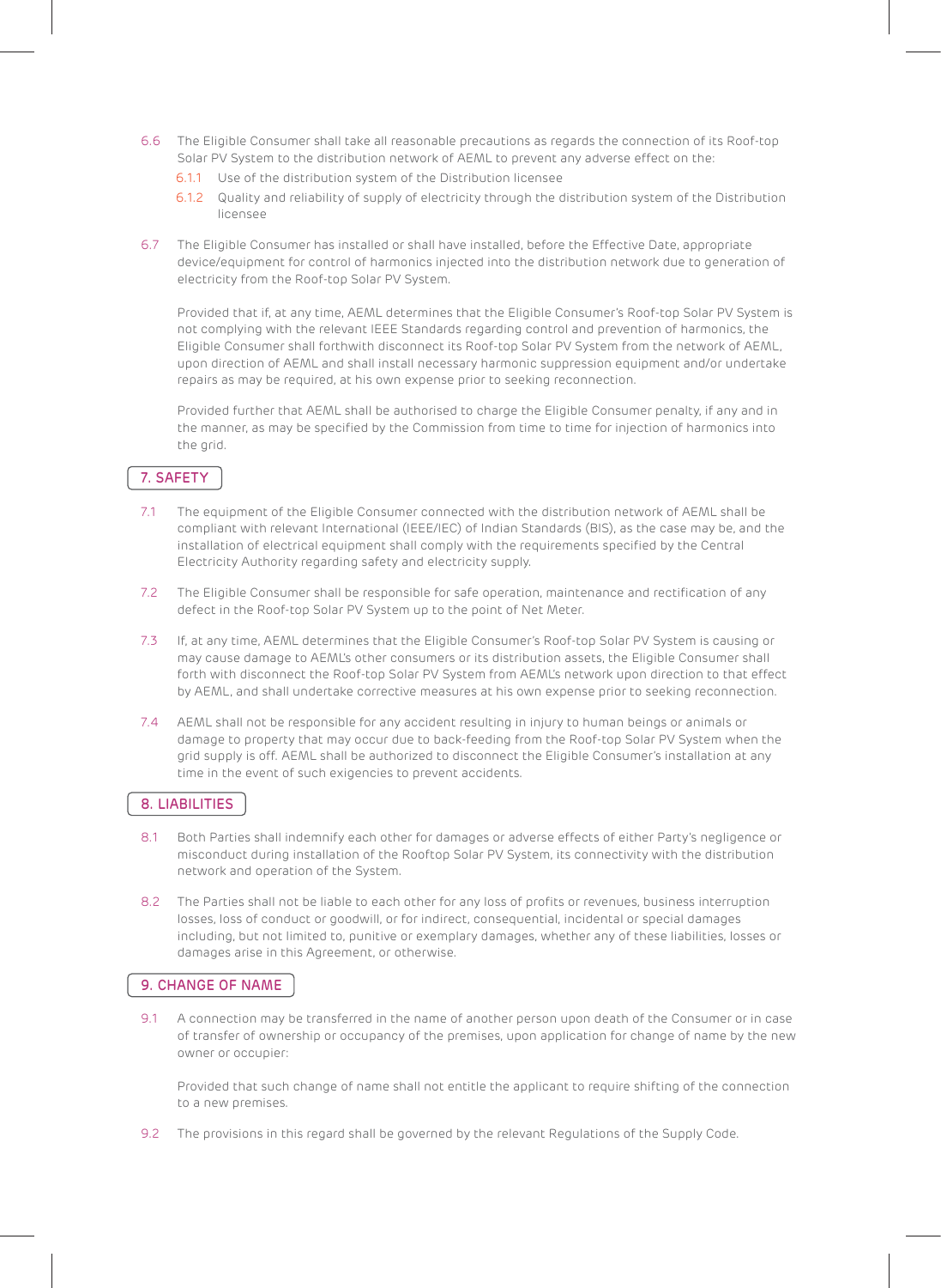6.6 The Eligible Consumer shall take all reasonable precautions as regards the connection of its Roof-top Solar PV System to the distribution network of AEML to prevent any adverse effect on the:

6.1.1 Use of the distribution system of the Distribution licensee

6.1.2 Quality and reliability of supply of electricity through the distribution system of the Distribution licensee

6.7 The Eligible Consumer has installed or shall have installed, before the Effective Date, appropriate device/equipment for control of harmonics injected into the distribution network due to generation of electricity from the Roof-top Solar PV System.

Provided that if, at any time, AEML determines that the Eligible Consumer's Roof-top Solar PV System is not complying with the relevant IEEE Standards regarding control and prevention of harmonics, the Eligible Consumer shall forthwith disconnect its Roof-top Solar PV System from the network of AEML, upon direction of AEML and shall install necessary harmonic suppression equipment and/or undertake repairs as may be required, at his own expense prior to seeking reconnection.

Provided further that AEML shall be authorised to charge the Eligible Consumer penalty, if any and in the manner, as may be specified by the Commission from time to time for injection of harmonics into the grid.

## 7. SAFETY

7.1 The equipment of the Eligible Consumer connected with the distribution network of AEML shall be compliant with relevant International (IEEE/IEC) of Indian Standards (BIS), as the case may be, and the installation of electrical equipment shall comply with the requirements specified by the Central Electricity Authority regarding safety and electricity supply.

7.2 The Eligible Consumer shall be responsible for safe operation, maintenance and rectification of any defect in the Roof-top Solar PV System up to the point of Net Meter.

7.3 If, at any time, AEML determines that the Eligible Consumer's Roof-top Solar PV System is causing or may cause damage to AEML's other consumers or its distribution assets, the Eligible Consumer shall forth with disconnect the Roof-top Solar PV System from AEML's network upon direction to that effect by AEML, and shall undertake corrective measures at his own expense prior to seeking reconnection.

7.4 AEML shall not be responsible for any accident resulting in injury to human beings or animals or damage to property that may occur due to back-feeding from the Roof-top Solar PV System when the grid supply is off. AEML shall be authorized to disconnect the Eligible Consumer's installation at any time in the event of such exigencies to prevent accidents.

## 8. LIABILITIES

8.1 Both Parties shall indemnify each other for damages or adverse effects of either Party's negligence or misconduct during installation of the Rooftop Solar PV System, its connectivity with the distribution network and operation of the System.

8.2 The Parties shall not be liable to each other for any loss of profits or revenues, business interruption losses, loss of conduct or goodwill, or for indirect, consequential, incidental or special damages including, but not limited to, punitive or exemplary damages, whether any of these liabilities, losses or damages arise in this Agreement, or otherwise.

## 9. CHANGE OF NAME

9.1 A connection may be transferred in the name of another person upon death of the Consumer or in case of transfer of ownership or occupancy of the premises, upon application for change of name by the new owner or occupier:

Provided that such change of name shall not entitle the applicant to require shifting of the connection to a new premises.

9.2 The provisions in this regard shall be governed by the relevant Regulations of the Supply Code.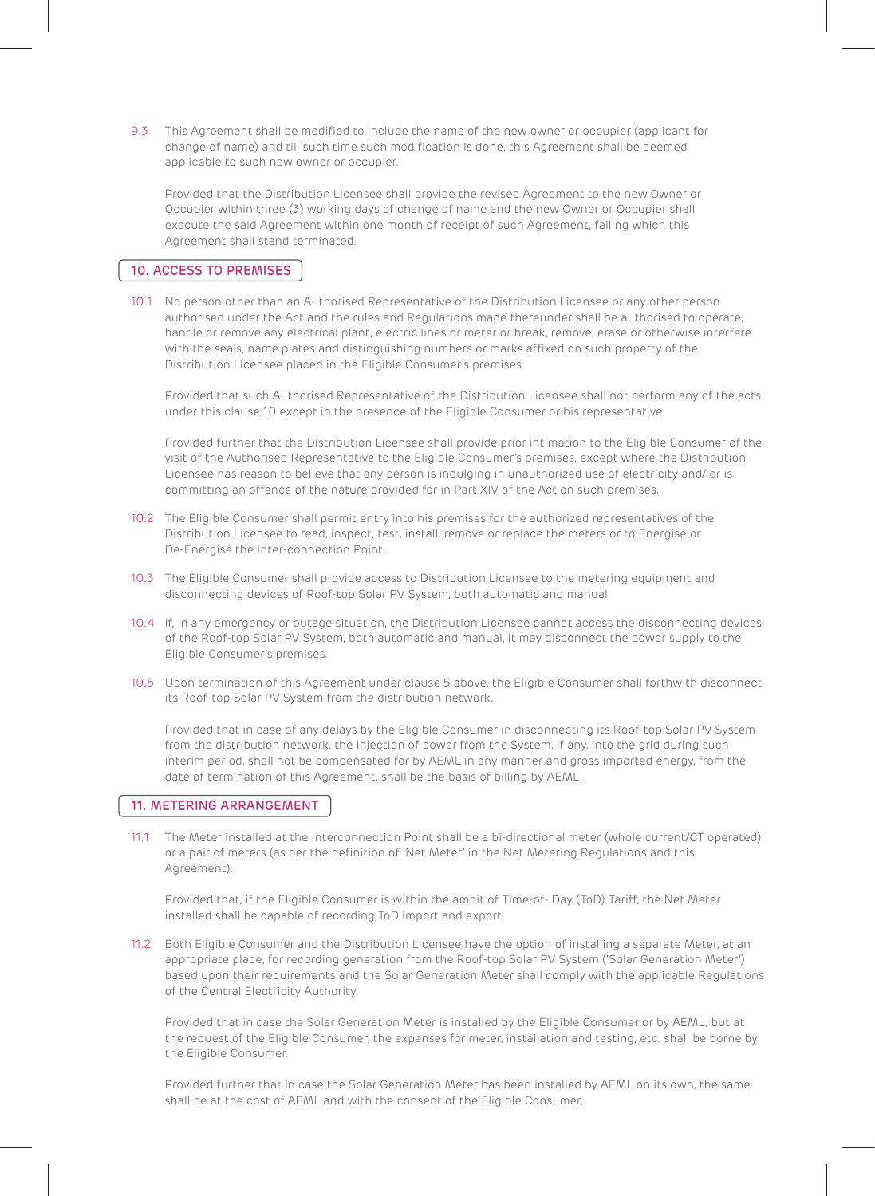9.3 This Agreement shall be modified to include the name of the new owner or occupier (applicant for change of name) and till such time such modification is done, this Agreement shall be deemed applicable to such new owner or occupier.

Provided that the Distribution Licensee shall provide the revised Agreement to the new Owner or Occupier within three (3) working days of change of name and the new Owner or Occupier shall execute the said Agreement within one month of receipt of such Agreement, failing which this Agreement shall stand terminated.

## 10. ACCESS TO PREMISES

10.1 No person other than an Authorised Representative of the Distribution Licensee or any other person authorised under the Act and the rules and Regulations made thereunder shall be authorised to operate, handle or remove any electrical plant, electric lines or meter or break, remove, erase or otherwise interfere with the seals, name plates and distinguishing numbers or marks affixed on such property of the Distribution Licensee placed in the Eligible Consumer's premises

Provided that such Authorised Representative of the Distribution Licensee shall not perform any of the acts under this clause 10 except in the presence of the Eligible Consumer or his representative

Provided further that the Distribution Licensee shall provide prior intimation to the Eligible Consumer of the visit of the Authorised Representative to the Eligible Consumer's premises, except where the Distribution Licensee has reason to believe that any person is indulging in unauthorized use of electricity and/ or is committing an offence of the nature provided for in Part XIV of the Act on such premises.

10.2 The Eligible Consumer shall permit entry into his premises for the authorized representatives of the Distribution Licensee to read, inspect, test, install, remove or replace the meters or to Energise or De-Energise the Inter-connection Point.

10.3 The Eligible Consumer shall provide access to Distribution Licensee to the metering equipment and disconnecting devices of Roof-top Solar PV System, both automatic and manual.

10.4 If, in any emergency or outage situation, the Distribution Licensee cannot access the disconnecting devices of the Roof-top Solar PV System, both automatic and manual, it may disconnect the power supply to the Eligible Consumer's premises.

10.5 Upon termination of this Agreement under clause 5 above, the Eligible Consumer shall forthwith disconnect its Roof-top Solar PV System from the distribution network.

Provided that in case of any delays by the Eligible Consumer in disconnecting its Roof-top Solar PV System from the distribution network, the injection of power from the System, if any, into the grid during such interim period, shall not be compensated for by AEML in any manner and gross imported energy, from the date of termination of this Agreement, shall be the basis of billing by AEML.

## 11. METERING ARRANGEMENT

11.1 The Meter installed at the Interconnection Point shall be a bi-directional meter (whole current/CT operated) or a pair of meters (as per the definition of 'Net Meter' in the Net Metering Regulations and this Agreement).

Provided that, if the Eligible Consumer is within the ambit of Time-of- Day (ToD) Tariff, the Net Meter installed shall be capable of recording ToD import and export.

11.2 Both Eligible Consumer and the Distribution Licensee have the option of installing a separate Meter, at an appropriate place, for recording generation from the Roof-top Solar PV System ('Solar Generation Meter') based upon their requirements and the Solar Generation Meter shall comply with the applicable Regulations of the Central Electricity Authority.

Provided that in case the Solar Generation Meter is installed by the Eligible Consumer or by AEML, but at the request of the Eligible Consumer, the expenses for meter, installation and testing, etc. shall be borne by the Eligible Consumer.

Provided further that in case the Solar Generation Meter has been installed by AEML on its own, the same shall be at the cost of AEML and with the consent of the Eligible Consumer.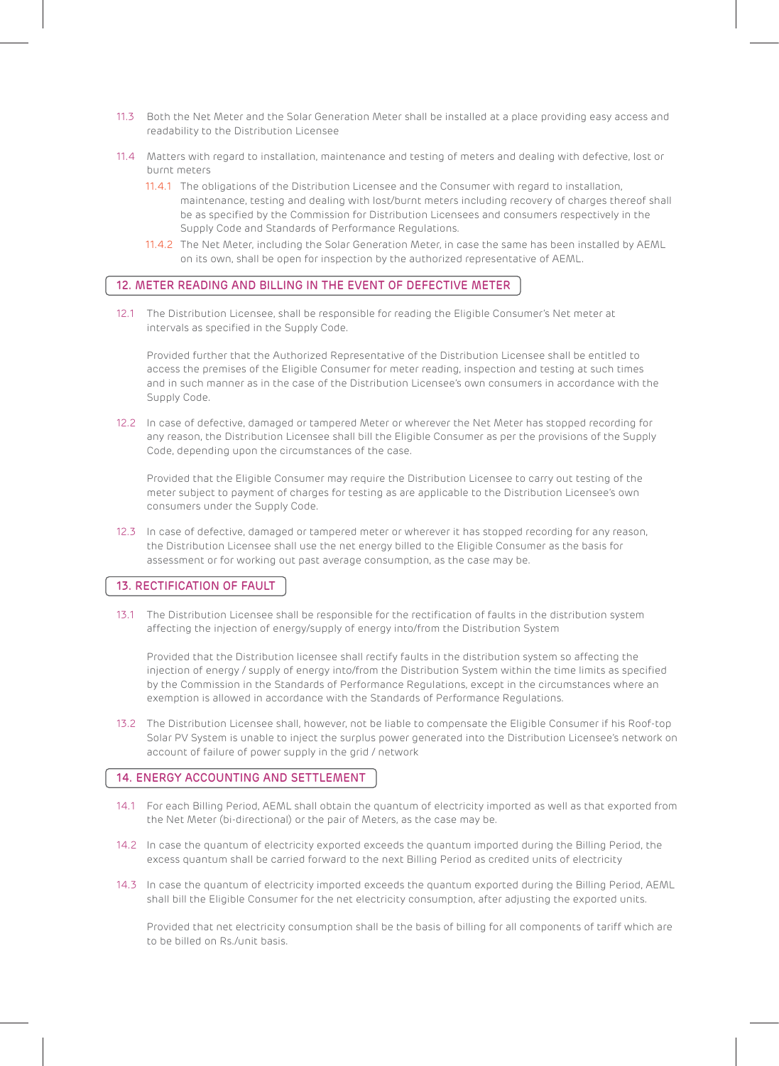11.3 Both the Net Meter and the Solar Generation Meter shall be installed at a place providing easy access and readability to the Distribution Licensee

11.4 Matters with regard to installation, maintenance and testing of meters and dealing with defective, lost or burnt meters

11.4.1 The obligations of the Distribution Licensee and the Consumer with regard to installation, maintenance, testing and dealing with lost/burnt meters including recovery of charges thereof shall be as specified by the Commission for Distribution Licensees and consumers respectively in the Supply Code and Standards of Performance Regulations.

11.4.2 The Net Meter, including the Solar Generation Meter, in case the same has been installed by AEML on its own, shall be open for inspection by the authorized representative of AEML.

## 12. METER READING AND BILLING IN THE EVENT OF DEFECTIVE METER

12.1 The Distribution Licensee, shall be responsible for reading the Eligible Consumer's Net meter at intervals as specified in the Supply Code.

Provided further that the Authorized Representative of the Distribution Licensee shall be entitled to access the premises of the Eligible Consumer for meter reading, inspection and testing at such times and in such manner as in the case of the Distribution Licensee's own consumers in accordance with the Supply Code.

12.2 In case of defective, damaged or tampered Meter or wherever the Net Meter has stopped recording for any reason, the Distribution Licensee shall bill the Eligible Consumer as per the provisions of the Supply Code, depending upon the circumstances of the case.

Provided that the Eligible Consumer may require the Distribution Licensee to carry out testing of the meter subject to payment of charges for testing as are applicable to the Distribution Licensee's own consumers under the Supply Code.

12.3 In case of defective, damaged or tampered meter or wherever it has stopped recording for any reason, the Distribution Licensee shall use the net energy billed to the Eligible Consumer as the basis for assessment or for working out past average consumption, as the case may be.

## 13. RECTIFICATION OF FAULT

13.1 The Distribution Licensee shall be responsible for the rectification of faults in the distribution system affecting the injection of energy/supply of energy into/from the Distribution System

Provided that the Distribution licensee shall rectify faults in the distribution system so affecting the injection of energy / supply of energy into/from the Distribution System within the time limits as specified by the Commission in the Standards of Performance Regulations, except in the circumstances where an exemption is allowed in accordance with the Standards of Performance Regulations.

13.2 The Distribution Licensee shall, however, not be liable to compensate the Eligible Consumer if his Roof-top Solar PV System is unable to inject the surplus power generated into the Distribution Licensee's network on account of failure of power supply in the grid / network

## 14. ENERGY ACCOUNTING AND SETTLEMENT

14.1 For each Billing Period, AEML shall obtain the quantum of electricity imported as well as that exported from the Net Meter (bi-directional) or the pair of Meters, as the case may be.

14.2 In case the quantum of electricity exported exceeds the quantum imported during the Billing Period, the excess quantum shall be carried forward to the next Billing Period as credited units of electricity

14.3 In case the quantum of electricity imported exceeds the quantum exported during the Billing Period, AEML shall bill the Eligible Consumer for the net electricity consumption, after adjusting the exported units.

Provided that net electricity consumption shall be the basis of billing for all components of tariff which are to be billed on Rs./unit basis.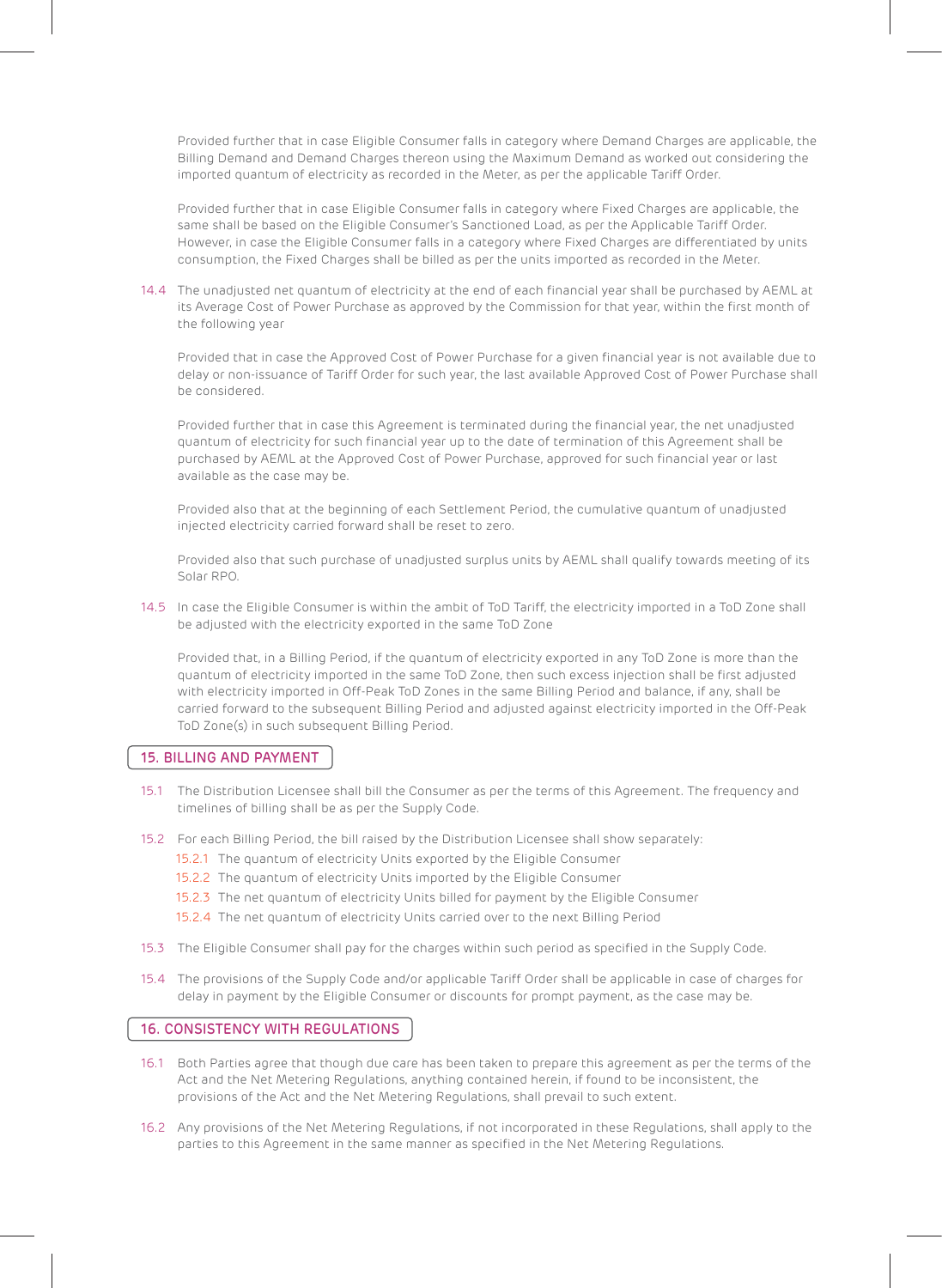Provided further that in case Eligible Consumer falls in category where Demand Charges are applicable, the Billing Demand and Demand Charges thereon using the Maximum Demand as worked out considering the imported quantum of electricity as recorded in the Meter, as per the applicable Tariff Order.

Provided further that in case Eligible Consumer falls in category where Fixed Charges are applicable, the same shall be based on the Eligible Consumer's Sanctioned Load, as per the Applicable Tariff Order. However, in case the Eligible Consumer falls in a category where Fixed Charges are differentiated by units consumption, the Fixed Charges shall be billed as per the units imported as recorded in the Meter.

14.4 The unadjusted net quantum of electricity at the end of each financial year shall be purchased by AEML at its Average Cost of Power Purchase as approved by the Commission for that year, within the first month of the following year

Provided that in case the Approved Cost of Power Purchase for a given financial year is not available due to delay or non-issuance of Tariff Order for such year, the last available Approved Cost of Power Purchase shall be considered.

Provided further that in case this Agreement is terminated during the financial year, the net unadjusted quantum of electricity for such financial year up to the date of termination of this Agreement shall be purchased by AEML at the Approved Cost of Power Purchase, approved for such financial year or last available as the case may be.

Provided also that at the beginning of each Settlement Period, the cumulative quantum of unadjusted injected electricity carried forward shall be reset to zero.

Provided also that such purchase of unadjusted surplus units by AEML shall qualify towards meeting of its Solar RPO.

14.5 In case the Eligible Consumer is within the ambit of ToD Tariff, the electricity imported in a ToD Zone shall be adjusted with the electricity exported in the same ToD Zone

Provided that, in a Billing Period, if the quantum of electricity exported in any ToD Zone is more than the quantum of electricity imported in the same ToD Zone, then such excess injection shall be first adjusted with electricity imported in Off-Peak ToD Zones in the same Billing Period and balance, if any, shall be carried forward to the subsequent Billing Period and adjusted against electricity imported in the Off-Peak ToD Zone(s) in such subsequent Billing Period.

## 15. BILLING AND PAYMENT

15.1 The Distribution Licensee shall bill the Consumer as per the terms of this Agreement. The frequency and timelines of billing shall be as per the Supply Code.

15.2 For each Billing Period, the bill raised by the Distribution Licensee shall show separately:

15.2.1 The quantum of electricity Units exported by the Eligible Consumer

15.2.2 The quantum of electricity Units imported by the Eligible Consumer

15.2.3 The net quantum of electricity Units billed for payment by the Eligible Consumer

15.2.4 The net quantum of electricity Units carried over to the next Billing Period

15.3 The Eligible Consumer shall pay for the charges within such period as specified in the Supply Code.

15.4 The provisions of the Supply Code and/or applicable Tariff Order shall be applicable in case of charges for delay in payment by the Eligible Consumer or discounts for prompt payment, as the case may be.

## 16. CONSISTENCY WITH REGULATIONS

16.1 Both Parties agree that though due care has been taken to prepare this agreement as per the terms of the Act and the Net Metering Regulations, anything contained herein, if found to be inconsistent, the provisions of the Act and the Net Metering Regulations, shall prevail to such extent.

16.2 Any provisions of the Net Metering Regulations, if not incorporated in these Regulations, shall apply to the parties to this Agreement in the same manner as specified in the Net Metering Regulations.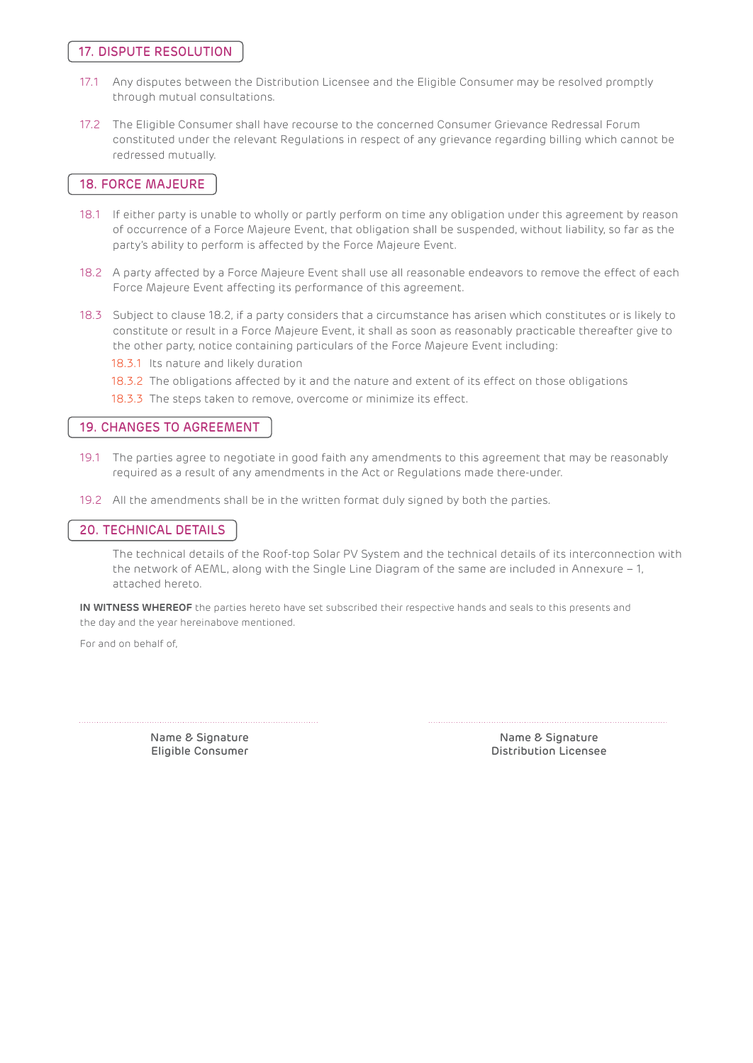## 17. DISPUTE RESOLUTION

17.1 Any disputes between the Distribution Licensee and the Eligible Consumer may be resolved promptly through mutual consultations.

17.2 The Eligible Consumer shall have recourse to the concerned Consumer Grievance Redressal Forum constituted under the relevant Regulations in respect of any grievance regarding billing which cannot be redressed mutually.

## 18. FORCE MAJEURE

18.1 If either party is unable to wholly or partly perform on time any obligation under this agreement by reason of occurrence of a Force Majeure Event, that obligation shall be suspended, without liability, so far as the party's ability to perform is affected by the Force Majeure Event.

18.2 A party affected by a Force Majeure Event shall use all reasonable endeavors to remove the effect of each Force Majeure Event affecting its performance of this agreement.

18.3 Subject to clause 18.2, if a party considers that a circumstance has arisen which constitutes or is likely to constitute or result in a Force Majeure Event, it shall as soon as reasonably practicable thereafter give to the other party, notice containing particulars of the Force Majeure Event including:

18.3.1 Its nature and likely duration

18.3.2 The obligations affected by it and the nature and extent of its effect on those obligations

18.3.3 The steps taken to remove, overcome or minimize its effect.

## 19. CHANGES TO AGREEMENT

19.1 The parties agree to negotiate in good faith any amendments to this agreement that may be reasonably required as a result of any amendments in the Act or Regulations made there-under.

19.2 All the amendments shall be in the written format duly signed by both the parties.

## 20. TECHNICAL DETAILS

The technical details of the Roof-top Solar PV System and the technical details of its interconnection with the network of AEML, along with the Single Line Diagram of the same are included in Annexure – 1, attached hereto.

**IN WITNESS WHEREOF** the parties hereto have set subscribed their respective hands and seals to this presents and the day and the year hereinabove mentioned.

For and on behalf of,

..................................................................

Name & Signature
Eligible Consumer

..................................................................

Name & Signature
Distribution Licensee